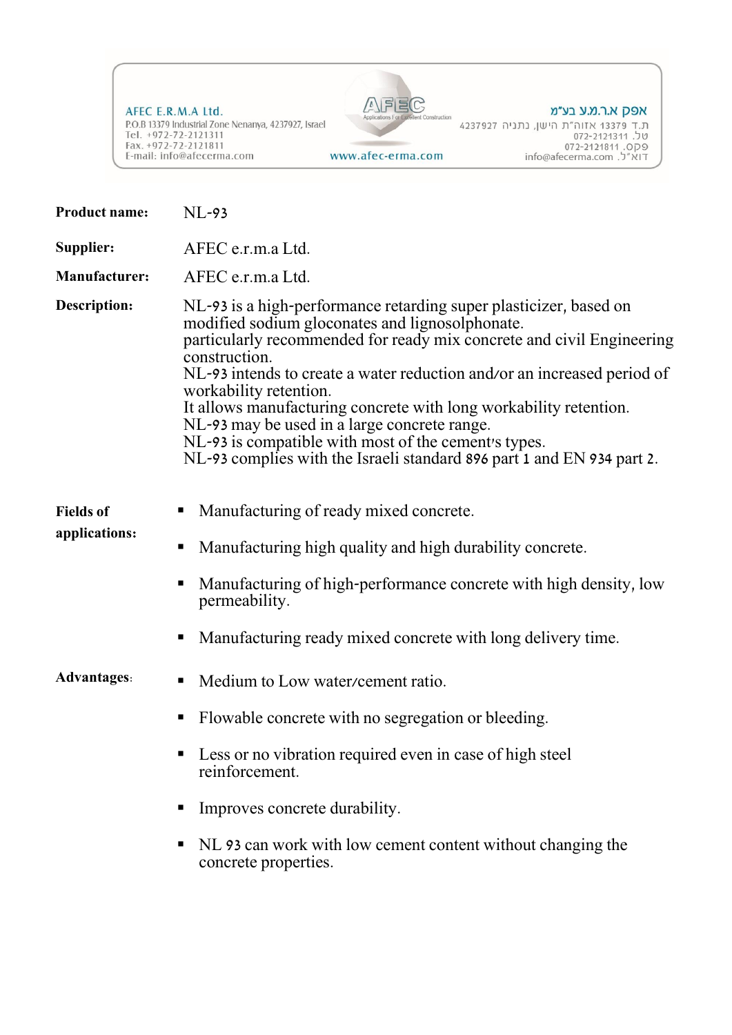AFEC E.R.M.A Ltd.
P.O.B 13379 Industrial Zone Nenanya, 4237927, Israel
Tel. +972-72-2121311
Fax. +972-72-2121811
E-mail: info@afecerma.com

AFEC
Applications For Excellent Construction
www.afec-erma.com

אפק א.ר.מ.ע בע"מ
ת.ד 13379 אזוה"ת הישן, נתניה 4237927
טל. 072-2121311
פקס. 072-2121811
דוא"ל. info@afecerma.com

**Product name:** NL-93

**Supplier:** AFEC e.r.m.a Ltd.

**Manufacturer:** AFEC e.r.m.a Ltd.

**Description:**
NL-93 is a high-performance retarding super plasticizer, based on modified sodium gloconates and lignosolphonate.
particularly recommended for ready mix concrete and civil Engineering construction.
NL-93 intends to create a water reduction and/or an increased period of workability retention.
It allows manufacturing concrete with long workability retention.
NL-93 may be used in a large concrete range.
NL-93 is compatible with most of the cement's types.
NL-93 complies with the Israeli standard 896 part 1 and EN 934 part 2.

**Fields of applications:**

- Manufacturing of ready mixed concrete.
- Manufacturing high quality and high durability concrete.
- Manufacturing of high-performance concrete with high density, low permeability.
- Manufacturing ready mixed concrete with long delivery time.

**Advantages:**

- Medium to Low water/cement ratio.
- Flowable concrete with no segregation or bleeding.
- Less or no vibration required even in case of high steel reinforcement.
- Improves concrete durability.
- NL 93 can work with low cement content without changing the concrete properties.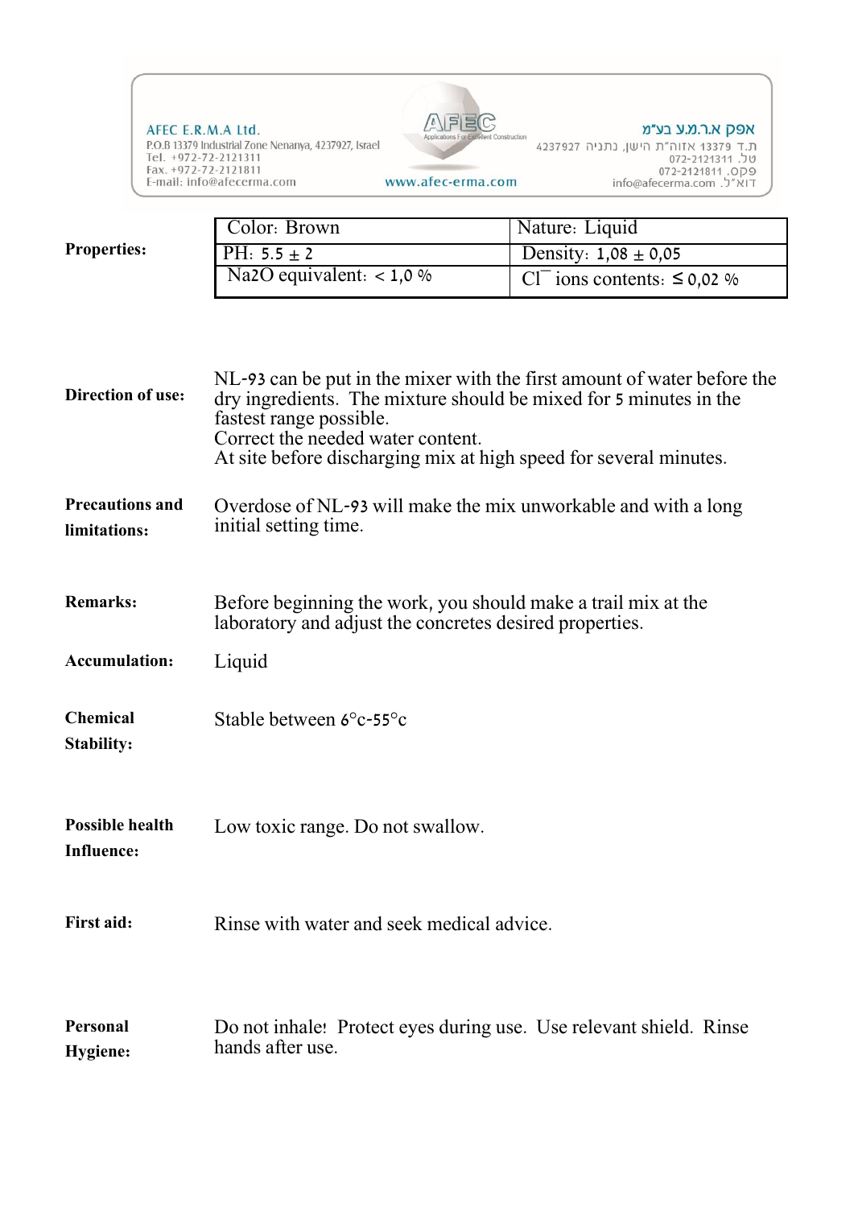**Properties:**

| Color: Brown | Nature: Liquid |
|---|---|
| PH: 5.5 ± 2 | Density: 1,08 ± 0,05 |
| $Na_2O$ equivalent: < 1,0 % | $Cl^-$ ions contents: ≤ 0,02 % |

**Direction of use:**

NL-93 can be put in the mixer with the first amount of water before the dry ingredients. The mixture should be mixed for 5 minutes in the fastest range possible.
Correct the needed water content.
At site before discharging mix at high speed for several minutes.

**Precautions and limitations:**

Overdose of NL-93 will make the mix unworkable and with a long initial setting time.

**Remarks:**

Before beginning the work, you should make a trail mix at the laboratory and adjust the concretes desired properties.

**Accumulation:**

Liquid

**Chemical Stability:**

Stable between 6°c-55°c

**Possible health Influence:**

Low toxic range. Do not swallow.

**First aid:**

Rinse with water and seek medical advice.

**Personal Hygiene:**

Do not inhale! Protect eyes during use. Use relevant shield. Rinse hands after use.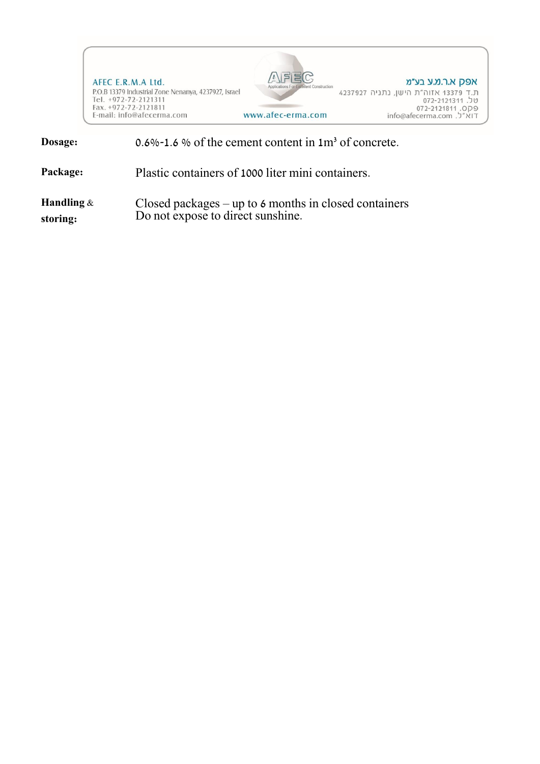**Dosage:** 0.6%-1.6 % of the cement content in 1m³ of concrete.

**Package:** Plastic containers of 1000 liter mini containers.

**Handling & storing:** Closed packages – up to 6 months in closed containers
Do not expose to direct sunshine.